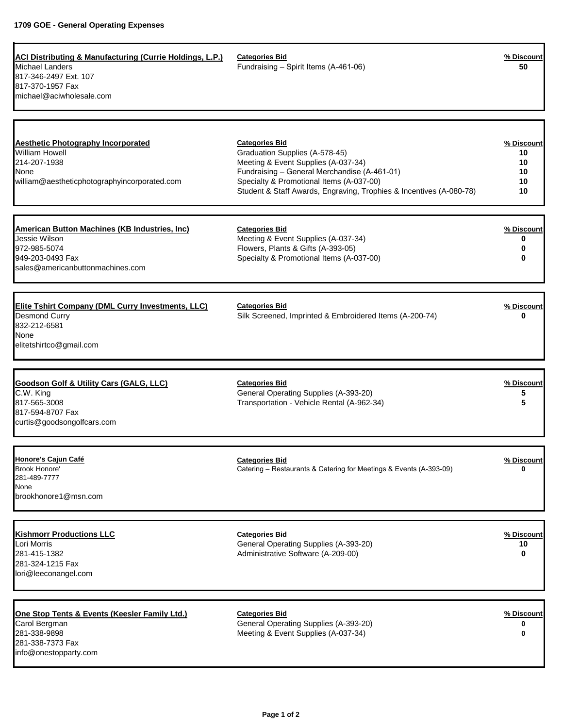**1709 GOE - General Operating Expenses**

| Vendor | Categories Bid | % Discount |
|---|---|---|
| **ACI Distributing & Manufacturing (Currie Holdings, L.P.)**<br>Michael Landers<br>817-346-2497 Ext. 107<br>817-370-1957 Fax<br>michael@aciwholesale.com | Fundraising – Spirit Items (A-461-06) | 50 |
| **Aesthetic Photography Incorporated**<br>William Howell<br>214-207-1938<br>None<br>william@aestheticphotographyincorporated.com | Graduation Supplies (A-578-45)<br>Meeting & Event Supplies (A-037-34)<br>Fundraising – General Merchandise (A-461-01)<br>Specialty & Promotional Items (A-037-00)<br>Student & Staff Awards, Engraving, Trophies & Incentives (A-080-78) | 10<br>10<br>10<br>10<br>10 |
| **American Button Machines (KB Industries, Inc)**<br>Jessie Wilson<br>972-985-5074<br>949-203-0493 Fax<br>sales@americanbuttonmachines.com | Meeting & Event Supplies (A-037-34)<br>Flowers, Plants & Gifts (A-393-05)<br>Specialty & Promotional Items (A-037-00) | 0<br>0<br>0 |
| **Elite Tshirt Company (DML Curry Investments, LLC)**<br>Desmond Curry<br>832-212-6581<br>None<br>elitetshirtco@gmail.com | Silk Screened, Imprinted & Embroidered Items (A-200-74) | 0 |
| **Goodson Golf & Utility Cars (GALG, LLC)**<br>C.W. King<br>817-565-3008<br>817-594-8707 Fax<br>curtis@goodsongolfcars.com | General Operating Supplies (A-393-20)<br>Transportation - Vehicle Rental (A-962-34) | 5<br>5 |
| **Honore's Cajun Café**<br>Brook Honore'<br>281-489-7777<br>None<br>brookhonore1@msn.com | Catering – Restaurants & Catering for Meetings & Events (A-393-09) | 0 |
| **Kishmorr Productions LLC**<br>Lori Morris<br>281-415-1382<br>281-324-1215 Fax<br>lori@leeconangel.com | General Operating Supplies (A-393-20)<br>Administrative Software (A-209-00) | 10<br>0 |
| **One Stop Tents & Events (Keesler Family Ltd.)**<br>Carol Bergman<br>281-338-9898<br>281-338-7373 Fax<br>info@onestopparty.com | General Operating Supplies (A-393-20)<br>Meeting & Event Supplies (A-037-34) | 0<br>0 |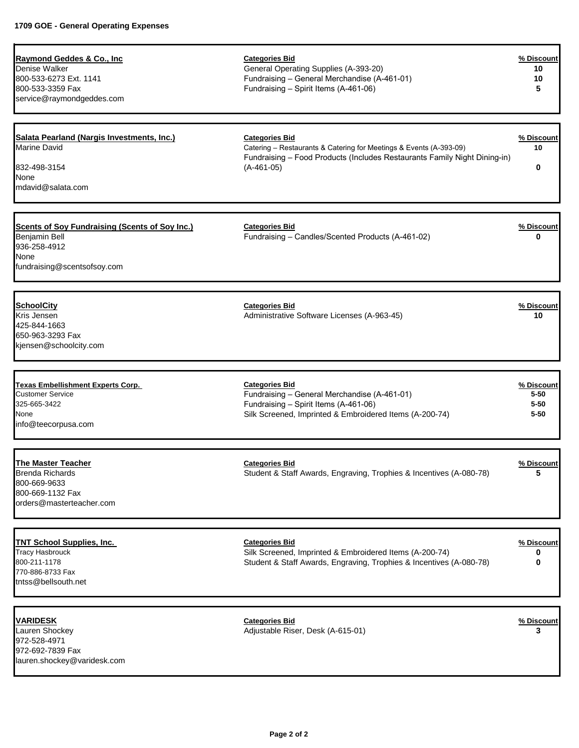**1709 GOE - General Operating Expenses**

| Vendor | Categories Bid | % Discount |
| --- | --- | --- |
| **Raymond Geddes & Co., Inc**<br>Denise Walker<br>800-533-6273 Ext. 1141<br>800-533-3359 Fax<br>service@raymondgeddes.com | General Operating Supplies (A-393-20)<br>Fundraising – General Merchandise (A-461-01)<br>Fundraising – Spirit Items (A-461-06) | 10<br>10<br>5 |
| **Salata Pearland (Nargis Investments, Inc.)**<br>Marine David<br>832-498-3154<br>None<br>mdavid@salata.com | Catering – Restaurants & Catering for Meetings & Events (A-393-09)<br>Fundraising – Food Products (Includes Restaurants Family Night Dining-in) (A-461-05) | 10<br>0 |
| **Scents of Soy Fundraising (Scents of Soy Inc.)**<br>Benjamin Bell<br>936-258-4912<br>None<br>fundraising@scentsofsoy.com | Fundraising – Candles/Scented Products (A-461-02) | 0 |
| **SchoolCity**<br>Kris Jensen<br>425-844-1663<br>650-963-3293 Fax<br>kjensen@schoolcity.com | Administrative Software Licenses (A-963-45) | 10 |
| **Texas Embellishment Experts Corp.**<br>Customer Service<br>325-665-3422<br>None<br>info@teecorpusa.com | Fundraising – General Merchandise (A-461-01)<br>Fundraising – Spirit Items (A-461-06)<br>Silk Screened, Imprinted & Embroidered Items (A-200-74) | 5-50<br>5-50<br>5-50 |
| **The Master Teacher**<br>Brenda Richards<br>800-669-9633<br>800-669-1132 Fax<br>orders@masterteacher.com | Student & Staff Awards, Engraving, Trophies & Incentives (A-080-78) | 5 |
| **TNT School Supplies, Inc.**<br>Tracy Hasbrouck<br>800-211-1178<br>770-886-8733 Fax<br>tntss@bellsouth.net | Silk Screened, Imprinted & Embroidered Items (A-200-74)<br>Student & Staff Awards, Engraving, Trophies & Incentives (A-080-78) | 0<br>0 |
| **VARIDESK**<br>Lauren Shockey<br>972-528-4971<br>972-692-7839 Fax<br>lauren.shockey@varidesk.com | Adjustable Riser, Desk (A-615-01) | 3 |